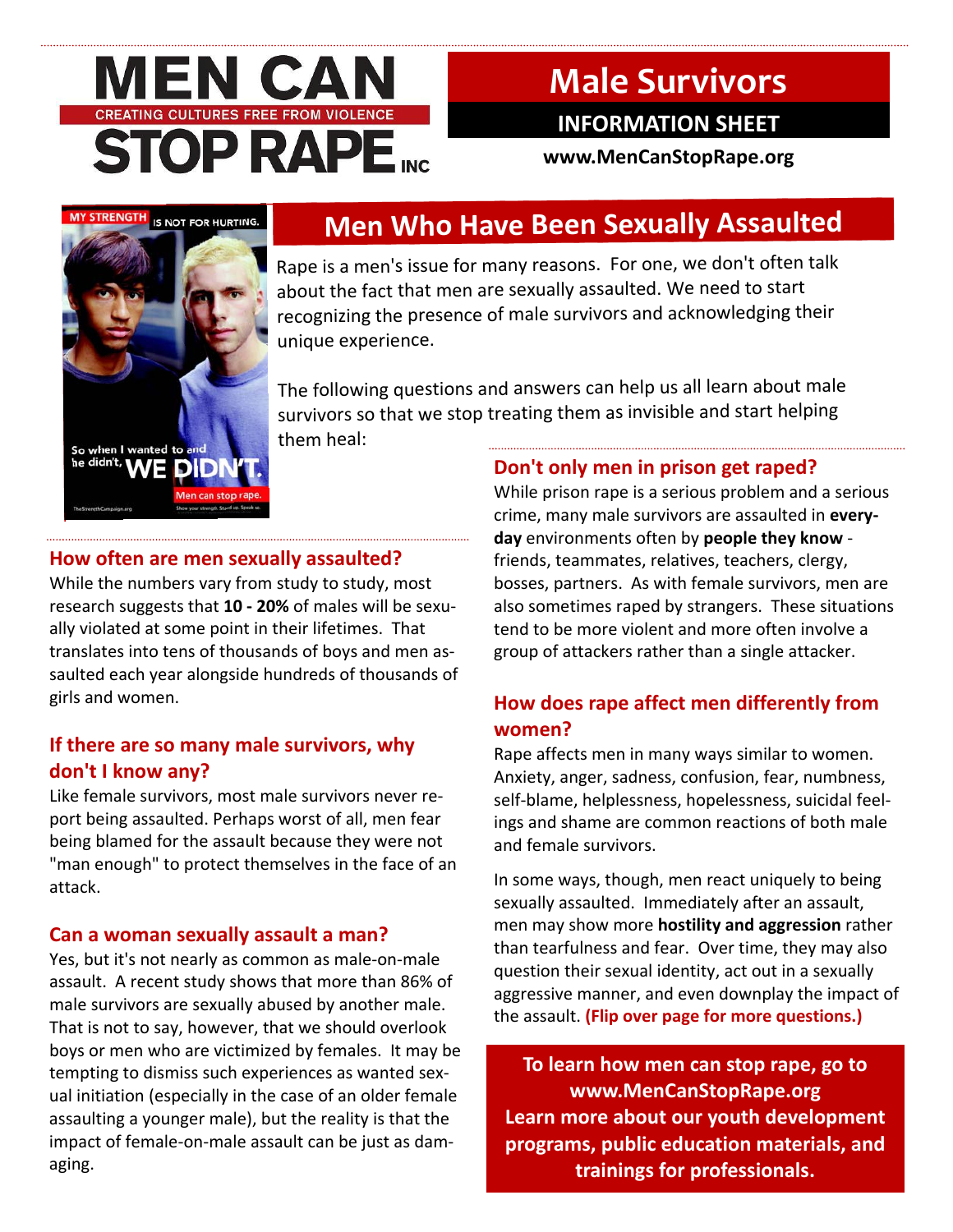# MEN CAN STOP RAPE INC

CREATING CULTURES FREE FROM VIOLENCE

## Male Survivors

**INFORMATION SHEET**

**www.MenCanStopRape.org**

MY STRENGTH IS NOT FOR HURTING.

So when I wanted to and he didn't, WE DIDN'T.

Men can stop rape.

TheStrengthCampaign.org

Show your strength. Stand up. Speak up.

## Men Who Have Been Sexually Assaulted

Rape is a men's issue for many reasons. For one, we don't often talk about the fact that men are sexually assaulted. We need to start recognizing the presence of male survivors and acknowledging their unique experience.

The following questions and answers can help us all learn about male survivors so that we stop treating them as invisible and start helping them heal:

### How often are men sexually assaulted?

While the numbers vary from study to study, most research suggests that **10 - 20%** of males will be sexually violated at some point in their lifetimes. That translates into tens of thousands of boys and men assaulted each year alongside hundreds of thousands of girls and women.

### If there are so many male survivors, why don't I know any?

Like female survivors, most male survivors never report being assaulted. Perhaps worst of all, men fear being blamed for the assault because they were not "man enough" to protect themselves in the face of an attack.

### Can a woman sexually assault a man?

Yes, but it's not nearly as common as male-on-male assault. A recent study shows that more than 86% of male survivors are sexually abused by another male. That is not to say, however, that we should overlook boys or men who are victimized by females. It may be tempting to dismiss such experiences as wanted sexual initiation (especially in the case of an older female assaulting a younger male), but the reality is that the impact of female-on-male assault can be just as damaging.

### Don't only men in prison get raped?

While prison rape is a serious problem and a serious crime, many male survivors are assaulted in **every-day** environments often by **people they know** - friends, teammates, relatives, teachers, clergy, bosses, partners. As with female survivors, men are also sometimes raped by strangers. These situations tend to be more violent and more often involve a group of attackers rather than a single attacker.

### How does rape affect men differently from women?

Rape affects men in many ways similar to women. Anxiety, anger, sadness, confusion, fear, numbness, self-blame, helplessness, hopelessness, suicidal feelings and shame are common reactions of both male and female survivors.

In some ways, though, men react uniquely to being sexually assaulted. Immediately after an assault, men may show more **hostility and aggression** rather than tearfulness and fear. Over time, they may also question their sexual identity, act out in a sexually aggressive manner, and even downplay the impact of the assault. **(Flip over page for more questions.)**

**To learn how men can stop rape, go to www.MenCanStopRape.org Learn more about our youth development programs, public education materials, and trainings for professionals.**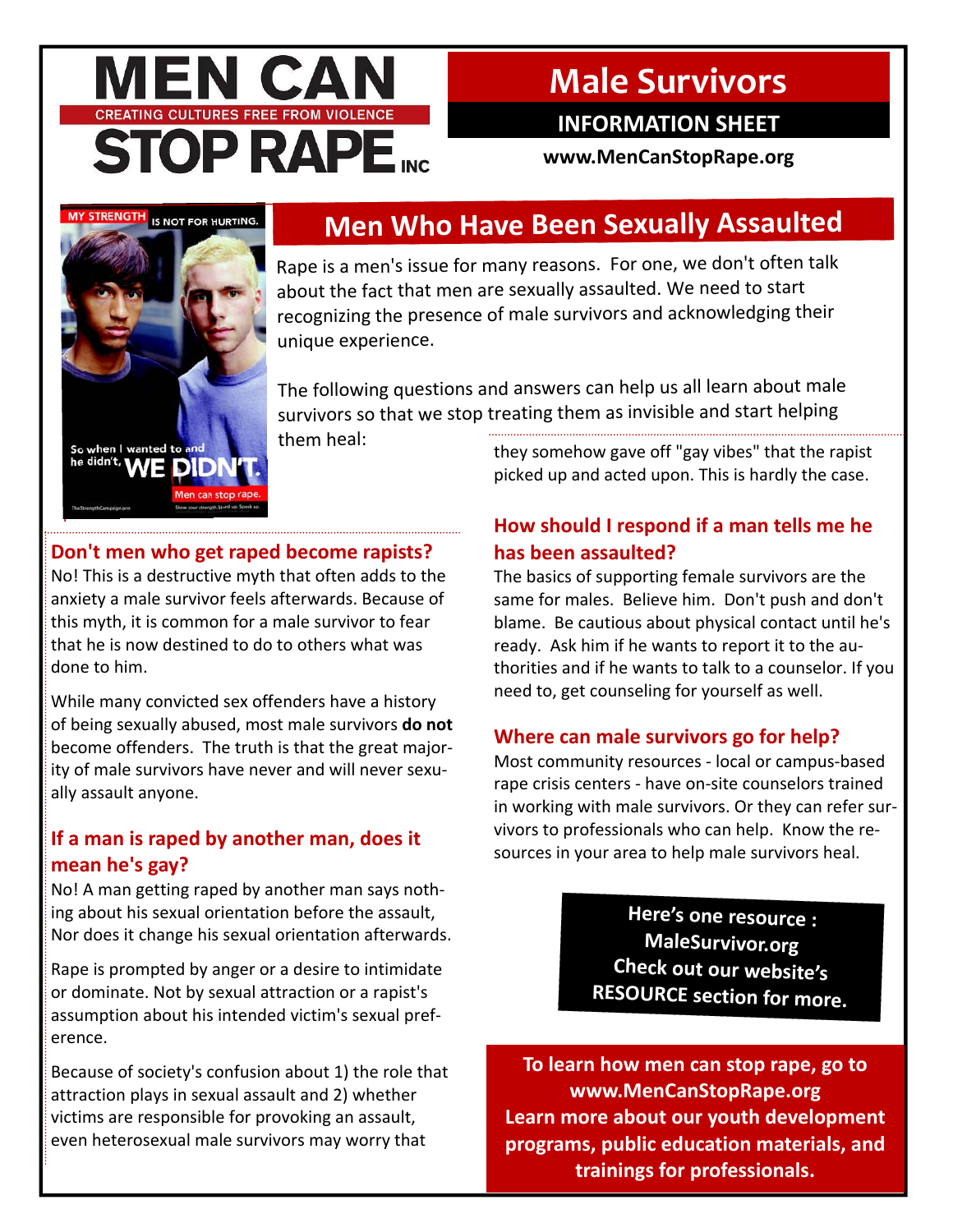# MEN CAN STOP RAPE INC

CREATING CULTURES FREE FROM VIOLENCE

## Male Survivors

**INFORMATION SHEET**

**www.MenCanStopRape.org**

MY STRENGTH IS NOT FOR HURTING.

So when I wanted to and he didn't, WE DIDN'T.

Men can stop rape.

## Men Who Have Been Sexually Assaulted

Rape is a men's issue for many reasons. For one, we don't often talk about the fact that men are sexually assaulted. We need to start recognizing the presence of male survivors and acknowledging their unique experience.

The following questions and answers can help us all learn about male survivors so that we stop treating them as invisible and start helping them heal:

### Don't men who get raped become rapists?

No! This is a destructive myth that often adds to the anxiety a male survivor feels afterwards. Because of this myth, it is common for a male survivor to fear that he is now destined to do to others what was done to him.

While many convicted sex offenders have a history of being sexually abused, most male survivors **do not** become offenders. The truth is that the great majority of male survivors have never and will never sexually assault anyone.

### If a man is raped by another man, does it mean he's gay?

No! A man getting raped by another man says nothing about his sexual orientation before the assault, Nor does it change his sexual orientation afterwards.

Rape is prompted by anger or a desire to intimidate or dominate. Not by sexual attraction or a rapist's assumption about his intended victim's sexual preference.

Because of society's confusion about 1) the role that attraction plays in sexual assault and 2) whether victims are responsible for provoking an assault, even heterosexual male survivors may worry that they somehow gave off "gay vibes" that the rapist picked up and acted upon. This is hardly the case.

### How should I respond if a man tells me he has been assaulted?

The basics of supporting female survivors are the same for males. Believe him. Don't push and don't blame. Be cautious about physical contact until he's ready. Ask him if he wants to report it to the authorities and if he wants to talk to a counselor. If you need to, get counseling for yourself as well.

### Where can male survivors go for help?

Most community resources - local or campus-based rape crisis centers - have on-site counselors trained in working with male survivors. Or they can refer survivors to professionals who can help. Know the resources in your area to help male survivors heal.

**Here's one resource : MaleSurvivor.org**
**Check out our website's RESOURCE section for more.**

**To learn how men can stop rape, go to www.MenCanStopRape.org**
**Learn more about our youth development programs, public education materials, and trainings for professionals.**